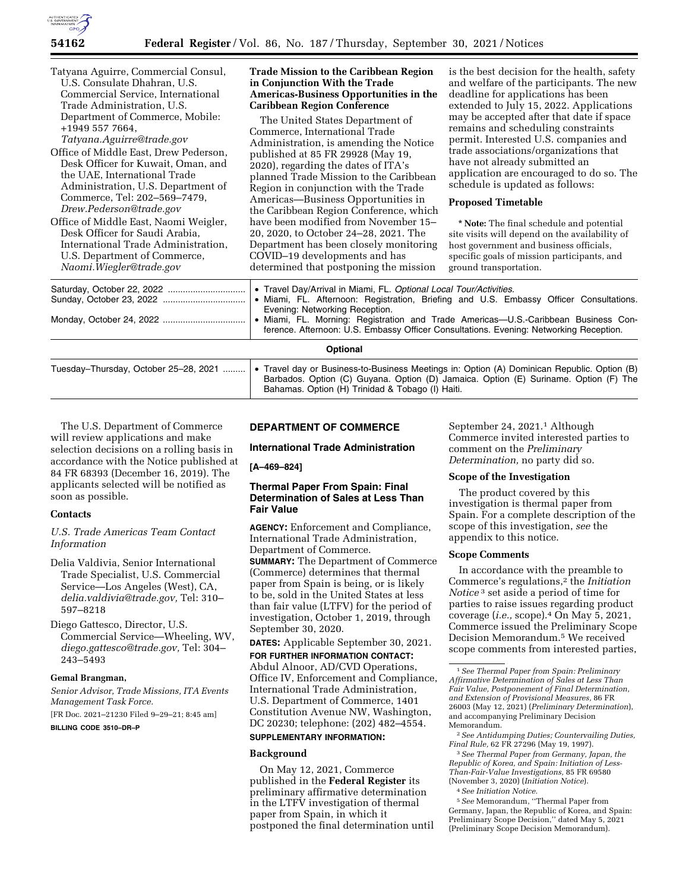Tatyana Aguirre, Commercial Consul, U.S. Consulate Dhahran, U.S. Commercial Service, International Trade Administration, U.S. Department of Commerce, Mobile: +1949 557 7664, *Tatyana.Aguirre@trade.gov*

Office of Middle East, Drew Pederson, Desk Officer for Kuwait, Oman, and the UAE, International Trade Administration, U.S. Department of Commerce, Tel: 202–569–7479, *Drew.Pederson@trade.gov*

Office of Middle East, Naomi Weigler, Desk Officer for Saudi Arabia, International Trade Administration, U.S. Department of Commerce, *Naomi.Wiegler@trade.gov*

**Trade Mission to the Caribbean Region in Conjunction With the Trade Americas-Business Opportunities in the Caribbean Region Conference**

The United States Department of Commerce, International Trade Administration, is amending the Notice published at 85 FR 29928 (May 19, 2020), regarding the dates of ITA's planned Trade Mission to the Caribbean Region in conjunction with the Trade Americas—Business Opportunities in the Caribbean Region Conference, which have been modified from November 15–20, 2020, to October 24–28, 2021. The Department has been closely monitoring COVID–19 developments and has determined that postponing the mission is the best decision for the health, safety and welfare of the participants. The new deadline for applications has been extended to July 15, 2022. Applications may be accepted after that date if space remains and scheduling constraints permit. Interested U.S. companies and trade associations/organizations that have not already submitted an application are encouraged to do so. The schedule is updated as follows:

**Proposed Timetable**

**\* Note:** The final schedule and potential site visits will depend on the availability of host government and business officials, specific goals of mission participants, and ground transportation.

| | |
|---|---|
| Saturday, October 22, 2022 | • Travel Day/Arrival in Miami, FL. *Optional Local Tour/Activities.* |
| Sunday, October 23, 2022 | • Miami, FL. Afternoon: Registration, Briefing and U.S. Embassy Officer Consultations. Evening: Networking Reception. |
| Monday, October 24, 2022 | • Miami, FL. Morning: Registration and Trade Americas—U.S.-Caribbean Business Conference. Afternoon: U.S. Embassy Officer Consultations. Evening: Networking Reception. |
| **Optional** | |
| Tuesday–Thursday, October 25–28, 2021 | • Travel day or Business-to-Business Meetings in: Option (A) Dominican Republic. Option (B) Barbados. Option (C) Guyana. Option (D) Jamaica. Option (E) Suriname. Option (F) The Bahamas. Option (H) Trinidad & Tobago (I) Haiti. |

The U.S. Department of Commerce will review applications and make selection decisions on a rolling basis in accordance with the Notice published at 84 FR 68393 (December 16, 2019). The applicants selected will be notified as soon as possible.

**Contacts**

*U.S. Trade Americas Team Contact Information*

Delia Valdivia, Senior International Trade Specialist, U.S. Commercial Service—Los Angeles (West), CA, *delia.valdivia@trade.gov,* Tel: 310–597–8218

Diego Gattesco, Director, U.S. Commercial Service—Wheeling, WV, *diego.gattesco@trade.gov,* Tel: 304–243–5493

**Gemal Brangman,**

*Senior Advisor, Trade Missions, ITA Events Management Task Force.*

[FR Doc. 2021–21230 Filed 9–29–21; 8:45 am]

**BILLING CODE 3510–DR–P**

## DEPARTMENT OF COMMERCE

### International Trade Administration

**[A–469–824]**

### Thermal Paper From Spain: Final Determination of Sales at Less Than Fair Value

**AGENCY:** Enforcement and Compliance, International Trade Administration, Department of Commerce.

**SUMMARY:** The Department of Commerce (Commerce) determines that thermal paper from Spain is being, or is likely to be, sold in the United States at less than fair value (LTFV) for the period of investigation, October 1, 2019, through September 30, 2020.

**DATES:** Applicable September 30, 2021.

**FOR FURTHER INFORMATION CONTACT:** Abdul Alnoor, AD/CVD Operations, Office IV, Enforcement and Compliance, International Trade Administration, U.S. Department of Commerce, 1401 Constitution Avenue NW, Washington, DC 20230; telephone: (202) 482–4554.

**SUPPLEMENTARY INFORMATION:**

**Background**

On May 12, 2021, Commerce published in the **Federal Register** its preliminary affirmative determination in the LTFV investigation of thermal paper from Spain, in which it postponed the final determination until September 24, 2021.[1] Although Commerce invited interested parties to comment on the *Preliminary Determination,* no party did so.

**Scope of the Investigation**

The product covered by this investigation is thermal paper from Spain. For a complete description of the scope of this investigation, *see* the appendix to this notice.

**Scope Comments**

In accordance with the preamble to Commerce's regulations,[2] the *Initiation Notice*[3] set aside a period of time for parties to raise issues regarding product coverage (*i.e.,* scope).[4] On May 5, 2021, Commerce issued the Preliminary Scope Decision Memorandum.[5] We received scope comments from interested parties,

[1] *See Thermal Paper from Spain: Preliminary Affirmative Determination of Sales at Less Than Fair Value, Postponement of Final Determination, and Extension of Provisional Measures,* 86 FR 26003 (May 12, 2021) (*Preliminary Determination*), and accompanying Preliminary Decision Memorandum.

[2] *See Antidumping Duties; Countervailing Duties, Final Rule,* 62 FR 27296 (May 19, 1997).

[3] *See Thermal Paper from Germany, Japan, the Republic of Korea, and Spain: Initiation of Less-Than-Fair-Value Investigations,* 85 FR 69580 (November 3, 2020) (*Initiation Notice*).

[4] *See Initiation Notice.*

[5] *See* Memorandum, ''Thermal Paper from Germany, Japan, the Republic of Korea, and Spain: Preliminary Scope Decision,'' dated May 5, 2021 (Preliminary Scope Decision Memorandum).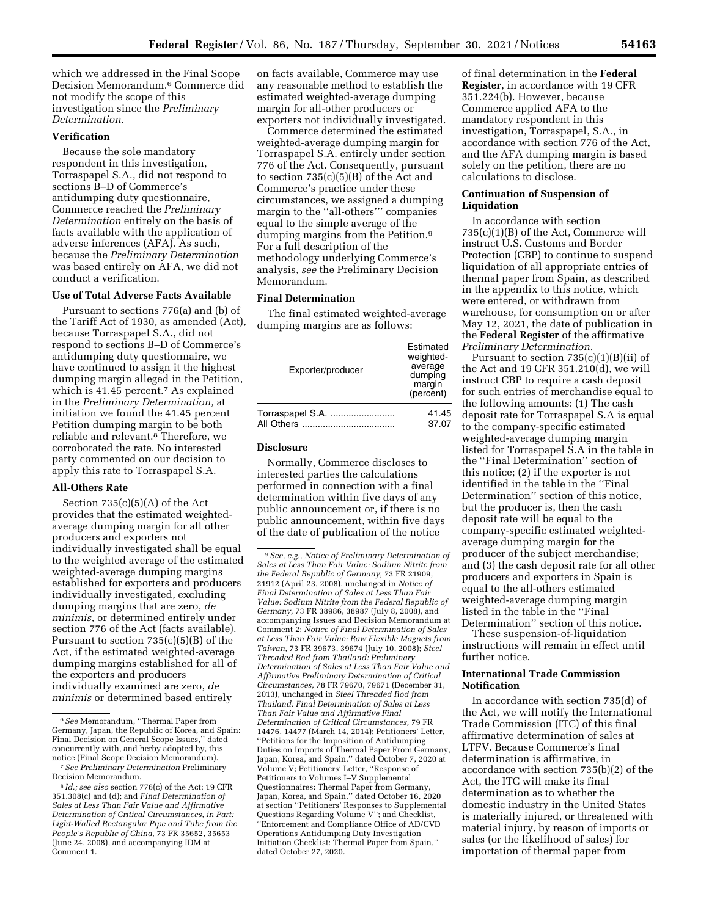which we addressed in the Final Scope Decision Memorandum.[6] Commerce did not modify the scope of this investigation since the *Preliminary Determination.*

### Verification

Because the sole mandatory respondent in this investigation, Torraspapel S.A., did not respond to sections B–D of Commerce's antidumping duty questionnaire, Commerce reached the *Preliminary Determination* entirely on the basis of facts available with the application of adverse inferences (AFA). As such, because the *Preliminary Determination* was based entirely on AFA, we did not conduct a verification.

### Use of Total Adverse Facts Available

Pursuant to sections 776(a) and (b) of the Tariff Act of 1930, as amended (Act), because Torraspapel S.A., did not respond to sections B–D of Commerce's antidumping duty questionnaire, we have continued to assign it the highest dumping margin alleged in the Petition, which is 41.45 percent.[7] As explained in the *Preliminary Determination,* at initiation we found the 41.45 percent Petition dumping margin to be both reliable and relevant.[8] Therefore, we corroborated the rate. No interested party commented on our decision to apply this rate to Torraspapel S.A.

### All-Others Rate

Section 735(c)(5)(A) of the Act provides that the estimated weighted-average dumping margin for all other producers and exporters not individually investigated shall be equal to the weighted average of the estimated weighted-average dumping margins established for exporters and producers individually investigated, excluding dumping margins that are zero, *de minimis,* or determined entirely under section 776 of the Act (facts available). Pursuant to section 735(c)(5)(B) of the Act, if the estimated weighted-average dumping margins established for all of the exporters and producers individually examined are zero, *de minimis* or determined based entirely on facts available, Commerce may use any reasonable method to establish the estimated weighted-average dumping margin for all-other producers or exporters not individually investigated.

Commerce determined the estimated weighted-average dumping margin for Torraspapel S.A. entirely under section 776 of the Act. Consequently, pursuant to section 735(c)(5)(B) of the Act and Commerce's practice under these circumstances, we assigned a dumping margin to the ''all-others''' companies equal to the simple average of the dumping margins from the Petition.[9] For a full description of the methodology underlying Commerce's analysis, *see* the Preliminary Decision Memorandum.

### Final Determination

The final estimated weighted-average dumping margins are as follows:

| Exporter/producer | Estimated weighted-average dumping margin (percent) |
|---|---|
| Torraspapel S.A. | 41.45 |
| All Others | 37.07 |

### Disclosure

Normally, Commerce discloses to interested parties the calculations performed in connection with a final determination within five days of any public announcement or, if there is no public announcement, within five days of the date of publication of the notice of final determination in the **Federal Register**, in accordance with 19 CFR 351.224(b). However, because Commerce applied AFA to the mandatory respondent in this investigation, Torraspapel, S.A., in accordance with section 776 of the Act, and the AFA dumping margin is based solely on the petition, there are no calculations to disclose.

### Continuation of Suspension of Liquidation

In accordance with section 735(c)(1)(B) of the Act, Commerce will instruct U.S. Customs and Border Protection (CBP) to continue to suspend liquidation of all appropriate entries of thermal paper from Spain, as described in the appendix to this notice, which were entered, or withdrawn from warehouse, for consumption on or after May 12, 2021, the date of publication in the **Federal Register** of the affirmative *Preliminary Determination.*

Pursuant to section 735(c)(1)(B)(ii) of the Act and 19 CFR 351.210(d), we will instruct CBP to require a cash deposit for such entries of merchandise equal to the following amounts: (1) The cash deposit rate for Torraspapel S.A is equal to the company-specific estimated weighted-average dumping margin listed for Torraspapel S.A in the table in the ''Final Determination'' section of this notice; (2) if the exporter is not identified in the table in the ''Final Determination'' section of this notice, but the producer is, then the cash deposit rate will be equal to the company-specific estimated weighted-average dumping margin for the producer of the subject merchandise; and (3) the cash deposit rate for all other producers and exporters in Spain is equal to the all-others estimated weighted-average dumping margin listed in the table in the ''Final Determination'' section of this notice.

These suspension-of-liquidation instructions will remain in effect until further notice.

### International Trade Commission Notification

In accordance with section 735(d) of the Act, we will notify the International Trade Commission (ITC) of this final affirmative determination of sales at LTFV. Because Commerce's final determination is affirmative, in accordance with 735(b)(2) of the Act, the ITC will make its final determination as to whether the domestic industry in the United States is materially injured, or threatened with material injury, by reason of imports or sales (or the likelihood of sales) for importation of thermal paper from

---

[6] *See* Memorandum, ''Thermal Paper from Germany, Japan, the Republic of Korea, and Spain: Final Decision on General Scope Issues,'' dated concurrently with, and herby adopted by, this notice (Final Scope Decision Memorandum).

[7] *See Preliminary Determination* Preliminary Decision Memorandum.

[8] *Id.; see also* section 776(c) of the Act; 19 CFR 351.308(c) and (d); and *Final Determination of Sales at Less Than Fair Value and Affirmative Determination of Critical Circumstances, in Part: Light-Walled Rectangular Pipe and Tube from the People's Republic of China,* 73 FR 35652, 35653 (June 24, 2008), and accompanying IDM at Comment 1.

[9] *See, e.g., Notice of Preliminary Determination of Sales at Less Than Fair Value: Sodium Nitrite from the Federal Republic of Germany,* 73 FR 21909, 21912 (April 23, 2008), unchanged in *Notice of Final Determination of Sales at Less Than Fair Value: Sodium Nitrite from the Federal Republic of Germany,* 73 FR 38986, 38987 (July 8, 2008), and accompanying Issues and Decision Memorandum at Comment 2; *Notice of Final Determination of Sales at Less Than Fair Value: Raw Flexible Magnets from Taiwan,* 73 FR 39673, 39674 (July 10, 2008); *Steel Threaded Rod from Thailand: Preliminary Determination of Sales at Less Than Fair Value and Affirmative Preliminary Determination of Critical Circumstances,* 78 FR 79670, 79671 (December 31, 2013), unchanged in *Steel Threaded Rod from Thailand: Final Determination of Sales at Less Than Fair Value and Affirmative Final Determination of Critical Circumstances,* 79 FR 14476, 14477 (March 14, 2014); Petitioners' Letter, ''Petitions for the Imposition of Antidumping Duties on Imports of Thermal Paper From Germany, Japan, Korea, and Spain,'' dated October 7, 2020 at Volume V; Petitioners' Letter, ''Response of Petitioners to Volumes I–V Supplemental Questionnaires: Thermal Paper from Germany, Japan, Korea, and Spain,'' dated October 16, 2020 at section ''Petitioners' Responses to Supplemental Questions Regarding Volume V''; and Checklist, ''Enforcement and Compliance Office of AD/CVD Operations Antidumping Duty Investigation Initiation Checklist: Thermal Paper from Spain,'' dated October 27, 2020.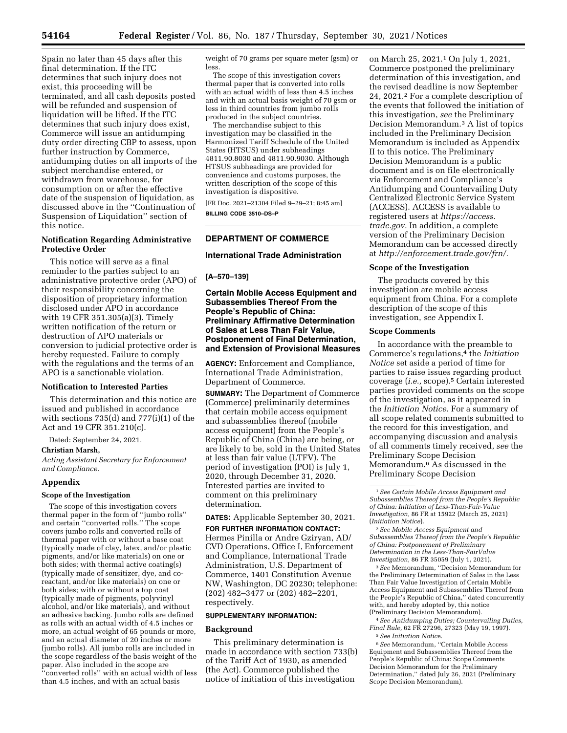Spain no later than 45 days after this final determination. If the ITC determines that such injury does not exist, this proceeding will be terminated, and all cash deposits posted will be refunded and suspension of liquidation will be lifted. If the ITC determines that such injury does exist, Commerce will issue an antidumping duty order directing CBP to assess, upon further instruction by Commerce, antidumping duties on all imports of the subject merchandise entered, or withdrawn from warehouse, for consumption on or after the effective date of the suspension of liquidation, as discussed above in the ''Continuation of Suspension of Liquidation'' section of this notice.

### Notification Regarding Administrative Protective Order

This notice will serve as a final reminder to the parties subject to an administrative protective order (APO) of their responsibility concerning the disposition of proprietary information disclosed under APO in accordance with 19 CFR 351.305(a)(3). Timely written notification of the return or destruction of APO materials or conversion to judicial protective order is hereby requested. Failure to comply with the regulations and the terms of an APO is a sanctionable violation.

### Notification to Interested Parties

This determination and this notice are issued and published in accordance with sections 735(d) and 777(i)(1) of the Act and 19 CFR 351.210(c).

Dated: September 24, 2021.

**Christian Marsh,**

*Acting Assistant Secretary for Enforcement and Compliance.*

### Appendix

#### Scope of the Investigation

The scope of this investigation covers thermal paper in the form of ''jumbo rolls'' and certain ''converted rolls.'' The scope covers jumbo rolls and converted rolls of thermal paper with or without a base coat (typically made of clay, latex, and/or plastic pigments, and/or like materials) on one or both sides; with thermal active coating(s) (typically made of sensitizer, dye, and co-reactant, and/or like materials) on one or both sides; with or without a top coat (typically made of pigments, polyvinyl alcohol, and/or like materials), and without an adhesive backing. Jumbo rolls are defined as rolls with an actual width of 4.5 inches or more, an actual weight of 65 pounds or more, and an actual diameter of 20 inches or more (jumbo rolls). All jumbo rolls are included in the scope regardless of the basis weight of the paper. Also included in the scope are ''converted rolls'' with an actual width of less than 4.5 inches, and with an actual basis weight of 70 grams per square meter (gsm) or less.

The scope of this investigation covers thermal paper that is converted into rolls with an actual width of less than 4.5 inches and with an actual basis weight of 70 gsm or less in third countries from jumbo rolls produced in the subject countries.

The merchandise subject to this investigation may be classified in the Harmonized Tariff Schedule of the United States (HTSUS) under subheadings 4811.90.8030 and 4811.90.9030. Although HTSUS subheadings are provided for convenience and customs purposes, the written description of the scope of this investigation is dispositive.

[FR Doc. 2021–21304 Filed 9–29–21; 8:45 am]

**BILLING CODE 3510–DS–P**

---

## DEPARTMENT OF COMMERCE

### International Trade Administration

**[A–570–139]**

### Certain Mobile Access Equipment and Subassemblies Thereof From the People's Republic of China: Preliminary Affirmative Determination of Sales at Less Than Fair Value, Postponement of Final Determination, and Extension of Provisional Measures

**AGENCY:** Enforcement and Compliance, International Trade Administration, Department of Commerce.

**SUMMARY:** The Department of Commerce (Commerce) preliminarily determines that certain mobile access equipment and subassemblies thereof (mobile access equipment) from the People's Republic of China (China) are being, or are likely to be, sold in the United States at less than fair value (LTFV). The period of investigation (POI) is July 1, 2020, through December 31, 2020. Interested parties are invited to comment on this preliminary determination.

**DATES:** Applicable September 30, 2021.

**FOR FURTHER INFORMATION CONTACT:** Hermes Pinilla or Andre Gziryan, AD/CVD Operations, Office I, Enforcement and Compliance, International Trade Administration, U.S. Department of Commerce, 1401 Constitution Avenue NW, Washington, DC 20230; telephone: (202) 482–3477 or (202) 482–2201, respectively.

**SUPPLEMENTARY INFORMATION:**

### Background

This preliminary determination is made in accordance with section 733(b) of the Tariff Act of 1930, as amended (the Act). Commerce published the notice of initiation of this investigation on March 25, 2021.[1] On July 1, 2021, Commerce postponed the preliminary determination of this investigation, and the revised deadline is now September 24, 2021.[2] For a complete description of the events that followed the initiation of this investigation, *see* the Preliminary Decision Memorandum.[3] A list of topics included in the Preliminary Decision Memorandum is included as Appendix II to this notice. The Preliminary Decision Memorandum is a public document and is on file electronically via Enforcement and Compliance's Antidumping and Countervailing Duty Centralized Electronic Service System (ACCESS). ACCESS is available to registered users at *https://access.trade.gov.* In addition, a complete version of the Preliminary Decision Memorandum can be accessed directly at *http://enforcement.trade.gov/frn/.*

### Scope of the Investigation

The products covered by this investigation are mobile access equipment from China. For a complete description of the scope of this investigation, *see* Appendix I.

### Scope Comments

In accordance with the preamble to Commerce's regulations,[4] the *Initiation Notice* set aside a period of time for parties to raise issues regarding product coverage (*i.e.,* scope).[5] Certain interested parties provided comments on the scope of the investigation, as it appeared in the *Initiation Notice.* For a summary of all scope related comments submitted to the record for this investigation, and accompanying discussion and analysis of all comments timely received, *see* the Preliminary Scope Decision Memorandum.[6] As discussed in the Preliminary Scope Decision

---

[1] *See Certain Mobile Access Equipment and Subassemblies Thereof from the People's Republic of China: Initiation of Less-Than-Fair-Value Investigation,* 86 FR at 15922 (March 25, 2021) (*Initiation Notice*).

[2] *See Mobile Access Equipment and Subassemblies Thereof from the People's Republic of China: Postponement of Preliminary Determination in the Less-Than-FairValue Investigation,* 86 FR 35059 (July 1, 2021).

[3] *See* Memorandum, ''Decision Memorandum for the Preliminary Determination of Sales in the Less Than Fair Value Investigation of Certain Mobile Access Equipment and Subassemblies Thereof from the People's Republic of China,'' dated concurrently with, and hereby adopted by, this notice (Preliminary Decision Memorandum).

[4] *See Antidumping Duties; Countervailing Duties, Final Rule,* 62 FR 27296, 27323 (May 19, 1997).

[5] *See Initiation Notic*e.

[6] *See* Memorandum, ''Certain Mobile Access Equipment and Subassemblies Thereof from the People's Republic of China: Scope Comments Decision Memorandum for the Preliminary Determination,'' dated July 26, 2021 (Preliminary Scope Decision Memorandum).